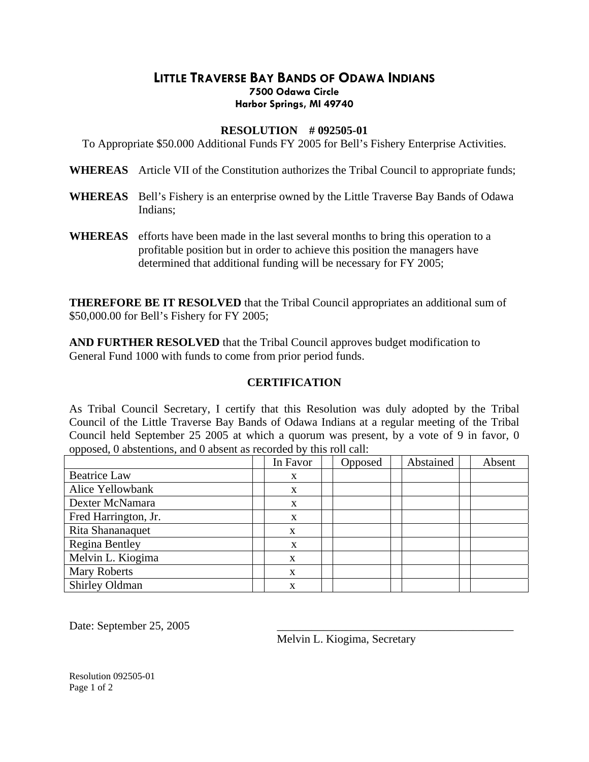# LITTLE TRAVERSE BAY BANDS OF ODAWA INDIANS

**7500 Odawa Circle**
**Harbor Springs, MI 49740**

## RESOLUTION # 092505-01

To Appropriate $50.000 Additional Funds FY 2005 for Bell's Fishery Enterprise Activities.

**WHEREAS** Article VII of the Constitution authorizes the Tribal Council to appropriate funds;

**WHEREAS** Bell's Fishery is an enterprise owned by the Little Traverse Bay Bands of Odawa Indians;

**WHEREAS** efforts have been made in the last several months to bring this operation to a profitable position but in order to achieve this position the managers have determined that additional funding will be necessary for FY 2005;

**THEREFORE BE IT RESOLVED** that the Tribal Council appropriates an additional sum of $50,000.00 for Bell's Fishery for FY 2005;

**AND FURTHER RESOLVED** that the Tribal Council approves budget modification to General Fund 1000 with funds to come from prior period funds.

### CERTIFICATION

As Tribal Council Secretary, I certify that this Resolution was duly adopted by the Tribal Council of the Little Traverse Bay Bands of Odawa Indians at a regular meeting of the Tribal Council held September 25 2005 at which a quorum was present, by a vote of 9 in favor, 0 opposed, 0 abstentions, and 0 absent as recorded by this roll call:

| | In Favor | Opposed | Abstained | Absent |
|---|---|---|---|---|
| Beatrice Law | x | | | |
| Alice Yellowbank | x | | | |
| Dexter McNamara | x | | | |
| Fred Harrington, Jr. | x | | | |
| Rita Shananaquet | x | | | |
| Regina Bentley | x | | | |
| Melvin L. Kiogima | x | | | |
| Mary Roberts | x | | | |
| Shirley Oldman | x | | | |

Date: September 25, 2005

\_\_\_\_\_\_\_\_\_\_\_\_\_\_\_\_\_\_\_\_\_\_\_\_\_\_\_\_\_\_\_\_\_\_\_\_\_\_\_\_
Melvin L. Kiogima, Secretary

Resolution 092505-01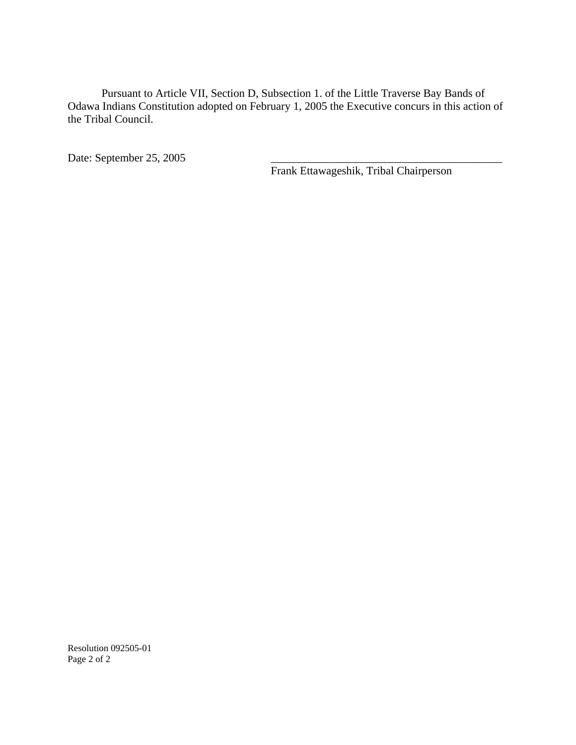Pursuant to Article VII, Section D, Subsection 1. of the Little Traverse Bay Bands of Odawa Indians Constitution adopted on February 1, 2005 the Executive concurs in this action of the Tribal Council.

Date: September 25, 2005

\_\_\_\_\_\_\_\_\_\_\_\_\_\_\_\_\_\_\_\_\_\_\_\_\_\_\_\_\_\_\_\_\_\_\_\_\_\_\_\_\_\_

Frank Ettawageshik, Tribal Chairperson

Resolution 092505-01